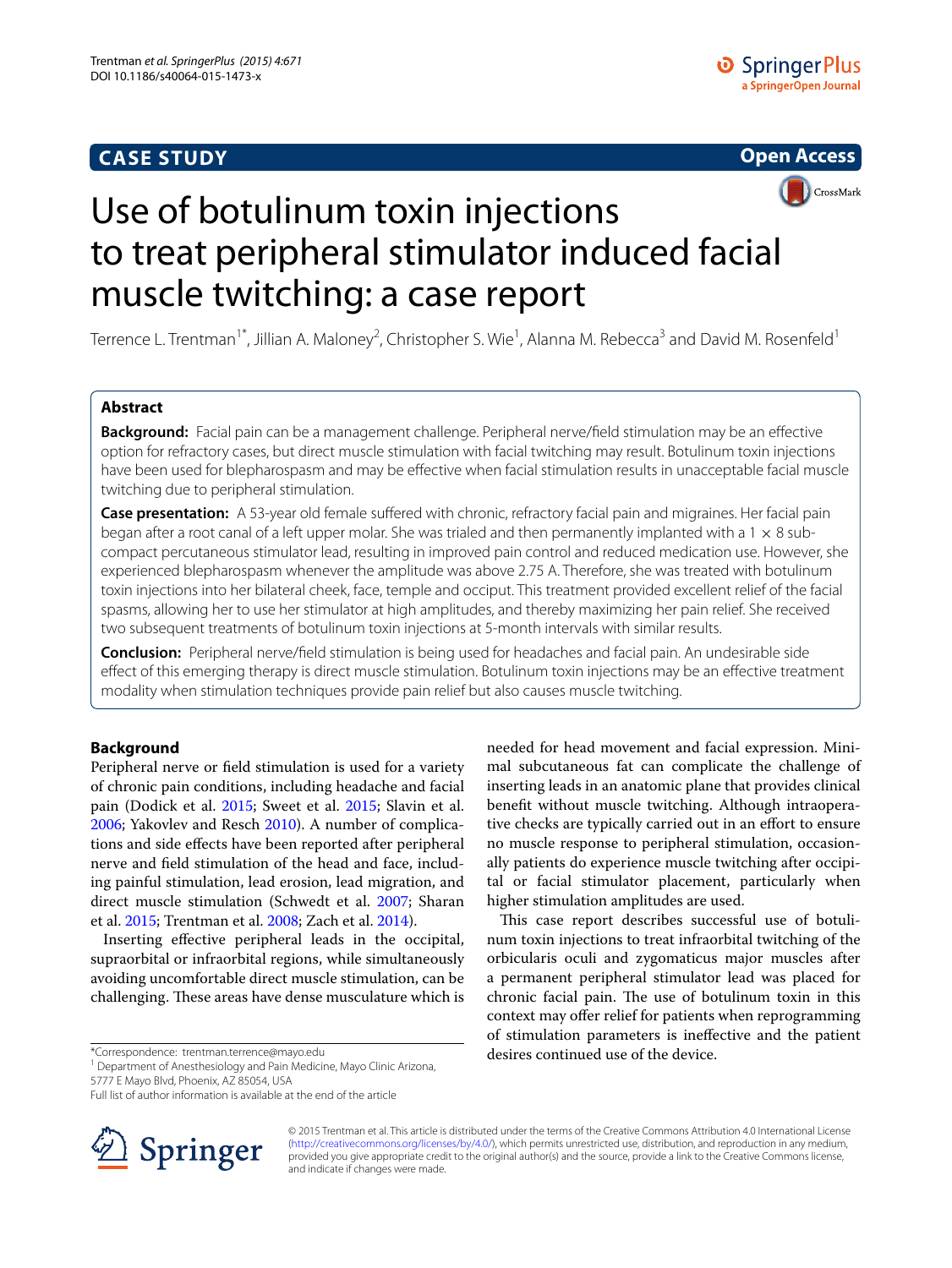CASE STUDY

Open Access

# Use of botulinum toxin injections to treat peripheral stimulator induced facial muscle twitching: a case report

Terrence L. Trentman[1*], Jillian A. Maloney[2], Christopher S. Wie[1], Alanna M. Rebecca[3] and David M. Rosenfeld[1]

## Abstract

**Background:** Facial pain can be a management challenge. Peripheral nerve/field stimulation may be an effective option for refractory cases, but direct muscle stimulation with facial twitching may result. Botulinum toxin injections have been used for blepharospasm and may be effective when facial stimulation results in unacceptable facial muscle twitching due to peripheral stimulation.

**Case presentation:** A 53-year old female suffered with chronic, refractory facial pain and migraines. Her facial pain began after a root canal of a left upper molar. She was trialed and then permanently implanted with a 1 × 8 sub-compact percutaneous stimulator lead, resulting in improved pain control and reduced medication use. However, she experienced blepharospasm whenever the amplitude was above 2.75 A. Therefore, she was treated with botulinum toxin injections into her bilateral cheek, face, temple and occiput. This treatment provided excellent relief of the facial spasms, allowing her to use her stimulator at high amplitudes, and thereby maximizing her pain relief. She received two subsequent treatments of botulinum toxin injections at 5-month intervals with similar results.

**Conclusion:** Peripheral nerve/field stimulation is being used for headaches and facial pain. An undesirable side effect of this emerging therapy is direct muscle stimulation. Botulinum toxin injections may be an effective treatment modality when stimulation techniques provide pain relief but also causes muscle twitching.

## Background

Peripheral nerve or field stimulation is used for a variety of chronic pain conditions, including headache and facial pain (Dodick et al. 2015; Sweet et al. 2015; Slavin et al. 2006; Yakovlev and Resch 2010). A number of complications and side effects have been reported after peripheral nerve and field stimulation of the head and face, including painful stimulation, lead erosion, lead migration, and direct muscle stimulation (Schwedt et al. 2007; Sharan et al. 2015; Trentman et al. 2008; Zach et al. 2014).

Inserting effective peripheral leads in the occipital, supraorbital or infraorbital regions, while simultaneously avoiding uncomfortable direct muscle stimulation, can be challenging. These areas have dense musculature which is needed for head movement and facial expression. Minimal subcutaneous fat can complicate the challenge of inserting leads in an anatomic plane that provides clinical benefit without muscle twitching. Although intraoperative checks are typically carried out in an effort to ensure no muscle response to peripheral stimulation, occasionally patients do experience muscle twitching after occipital or facial stimulator placement, particularly when higher stimulation amplitudes are used.

This case report describes successful use of botulinum toxin injections to treat infraorbital twitching of the orbicularis oculi and zygomaticus major muscles after a permanent peripheral stimulator lead was placed for chronic facial pain. The use of botulinum toxin in this context may offer relief for patients when reprogramming of stimulation parameters is ineffective and the patient desires continued use of the device.

*Correspondence: trentman.terrence@mayo.edu
[1] Department of Anesthesiology and Pain Medicine, Mayo Clinic Arizona, 5777 E Mayo Blvd, Phoenix, AZ 85054, USA
Full list of author information is available at the end of the article

© 2015 Trentman et al. This article is distributed under the terms of the Creative Commons Attribution 4.0 International License (http://creativecommons.org/licenses/by/4.0/), which permits unrestricted use, distribution, and reproduction in any medium, provided you give appropriate credit to the original author(s) and the source, provide a link to the Creative Commons license, and indicate if changes were made.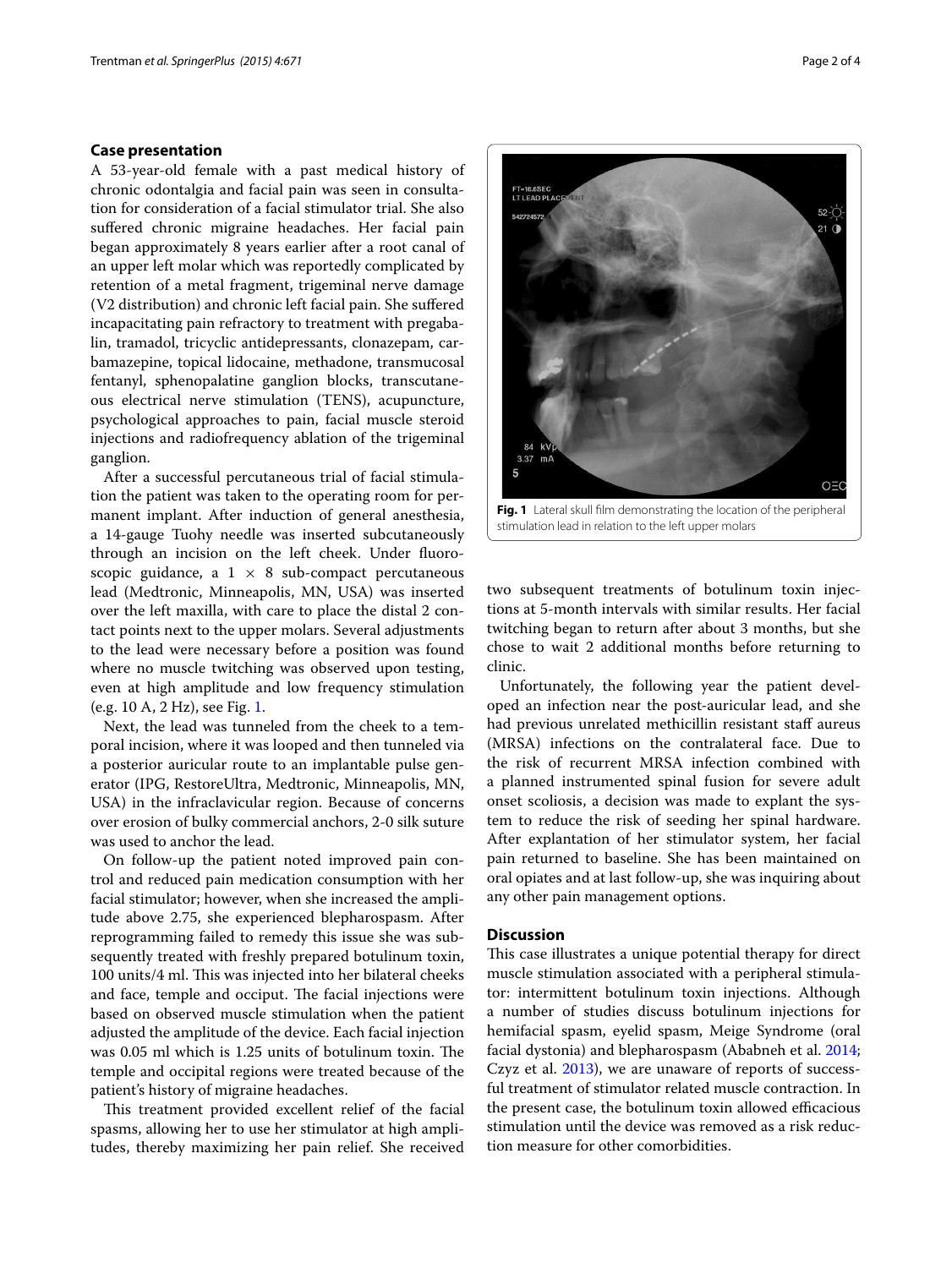## Case presentation

A 53-year-old female with a past medical history of chronic odontalgia and facial pain was seen in consultation for consideration of a facial stimulator trial. She also suffered chronic migraine headaches. Her facial pain began approximately 8 years earlier after a root canal of an upper left molar which was reportedly complicated by retention of a metal fragment, trigeminal nerve damage (V2 distribution) and chronic left facial pain. She suffered incapacitating pain refractory to treatment with pregabalin, tramadol, tricyclic antidepressants, clonazepam, carbamazepine, topical lidocaine, methadone, transmucosal fentanyl, sphenopalatine ganglion blocks, transcutaneous electrical nerve stimulation (TENS), acupuncture, psychological approaches to pain, facial muscle steroid injections and radiofrequency ablation of the trigeminal ganglion.

After a successful percutaneous trial of facial stimulation the patient was taken to the operating room for permanent implant. After induction of general anesthesia, a 14-gauge Tuohy needle was inserted subcutaneously through an incision on the left cheek. Under fluoroscopic guidance, a 1 × 8 sub-compact percutaneous lead (Medtronic, Minneapolis, MN, USA) was inserted over the left maxilla, with care to place the distal 2 contact points next to the upper molars. Several adjustments to the lead were necessary before a position was found where no muscle twitching was observed upon testing, even at high amplitude and low frequency stimulation (e.g. 10 A, 2 Hz), see Fig. 1.

Next, the lead was tunneled from the cheek to a temporal incision, where it was looped and then tunneled via a posterior auricular route to an implantable pulse generator (IPG, RestoreUltra, Medtronic, Minneapolis, MN, USA) in the infraclavicular region. Because of concerns over erosion of bulky commercial anchors, 2-0 silk suture was used to anchor the lead.

On follow-up the patient noted improved pain control and reduced pain medication consumption with her facial stimulator; however, when she increased the amplitude above 2.75, she experienced blepharospasm. After reprogramming failed to remedy this issue she was subsequently treated with freshly prepared botulinum toxin, 100 units/4 ml. This was injected into her bilateral cheeks and face, temple and occiput. The facial injections were based on observed muscle stimulation when the patient adjusted the amplitude of the device. Each facial injection was 0.05 ml which is 1.25 units of botulinum toxin. The temple and occipital regions were treated because of the patient's history of migraine headaches.

This treatment provided excellent relief of the facial spasms, allowing her to use her stimulator at high amplitudes, thereby maximizing her pain relief. She received two subsequent treatments of botulinum toxin injections at 5-month intervals with similar results. Her facial twitching began to return after about 3 months, but she chose to wait 2 additional months before returning to clinic.

**Fig. 1** Lateral skull film demonstrating the location of the peripheral stimulation lead in relation to the left upper molars

Unfortunately, the following year the patient developed an infection near the post-auricular lead, and she had previous unrelated methicillin resistant staff aureus (MRSA) infections on the contralateral face. Due to the risk of recurrent MRSA infection combined with a planned instrumented spinal fusion for severe adult onset scoliosis, a decision was made to explant the system to reduce the risk of seeding her spinal hardware. After explantation of her stimulator system, her facial pain returned to baseline. She has been maintained on oral opiates and at last follow-up, she was inquiring about any other pain management options.

## Discussion

This case illustrates a unique potential therapy for direct muscle stimulation associated with a peripheral stimulator: intermittent botulinum toxin injections. Although a number of studies discuss botulinum injections for hemifacial spasm, eyelid spasm, Meige Syndrome (oral facial dystonia) and blepharospasm (Ababneh et al. 2014; Czyz et al. 2013), we are unaware of reports of successful treatment of stimulator related muscle contraction. In the present case, the botulinum toxin allowed efficacious stimulation until the device was removed as a risk reduction measure for other comorbidities.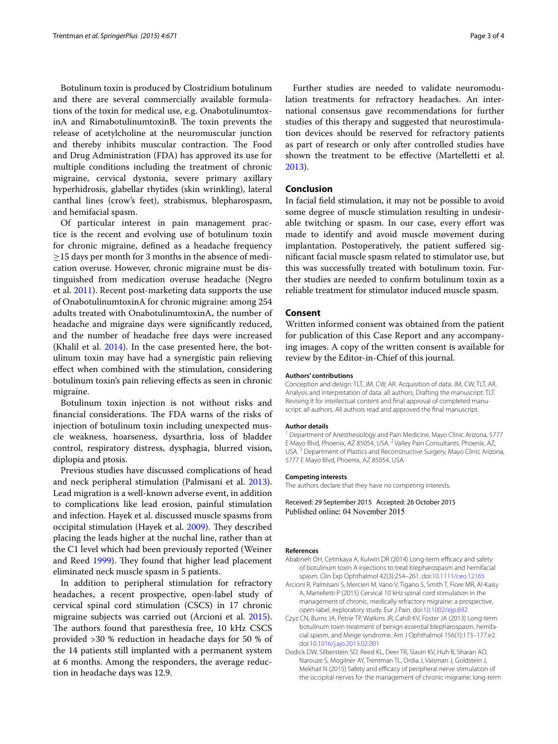Botulinum toxin is produced by Clostridium botulinum and there are several commercially available formulations of the toxin for medical use, e.g. OnabotulinumtoxinA and RimabotulinumtoxinB. The toxin prevents the release of acetylcholine at the neuromuscular junction and thereby inhibits muscular contraction. The Food and Drug Administration (FDA) has approved its use for multiple conditions including the treatment of chronic migraine, cervical dystonia, severe primary axillary hyperhidrosis, glabellar rhytides (skin wrinkling), lateral canthal lines (crow's feet), strabismus, blepharospasm, and hemifacial spasm.

Of particular interest in pain management practice is the recent and evolving use of botulinum toxin for chronic migraine, defined as a headache frequency ≥15 days per month for 3 months in the absence of medication overuse. However, chronic migraine must be distinguished from medication overuse headache (Negro et al. 2011). Recent post-marketing data supports the use of OnabotulinumtoxinA for chronic migraine: among 254 adults treated with OnabotulinumtoxinA, the number of headache and migraine days were significantly reduced, and the number of headache free days were increased (Khalil et al. 2014). In the case presented here, the botulinum toxin may have had a synergistic pain relieving effect when combined with the stimulation, considering botulinum toxin's pain relieving effects as seen in chronic migraine.

Botulinum toxin injection is not without risks and financial considerations. The FDA warns of the risks of injection of botulinum toxin including unexpected muscle weakness, hoarseness, dysarthria, loss of bladder control, respiratory distress, dysphagia, blurred vision, diplopia and ptosis.

Previous studies have discussed complications of head and neck peripheral stimulation (Palmisani et al. 2013). Lead migration is a well-known adverse event, in addition to complications like lead erosion, painful stimulation and infection. Hayek et al. discussed muscle spasms from occipital stimulation (Hayek et al. 2009). They described placing the leads higher at the nuchal line, rather than at the C1 level which had been previously reported (Weiner and Reed 1999). They found that higher lead placement eliminated neck muscle spasm in 5 patients.

In addition to peripheral stimulation for refractory headaches, a recent prospective, open-label study of cervical spinal cord stimulation (CSCS) in 17 chronic migraine subjects was carried out (Arcioni et al. 2015). The authors found that paresthesia free, 10 kHz CSCS provided >30 % reduction in headache days for 50 % of the 14 patients still implanted with a permanent system at 6 months. Among the responders, the average reduction in headache days was 12.9.

Further studies are needed to validate neuromodulation treatments for refractory headaches. An international consensus gave recommendations for further studies of this therapy and suggested that neurostimulation devices should be reserved for refractory patients as part of research or only after controlled studies have shown the treatment to be effective (Martelletti et al. 2013).

## Conclusion

In facial field stimulation, it may not be possible to avoid some degree of muscle stimulation resulting in undesirable twitching or spasm. In our case, every effort was made to identify and avoid muscle movement during implantation. Postoperatively, the patient suffered significant facial muscle spasm related to stimulator use, but this was successfully treated with botulinum toxin. Further studies are needed to confirm botulinum toxin as a reliable treatment for stimulator induced muscle spasm.

## Consent

Written informed consent was obtained from the patient for publication of this Case Report and any accompanying images. A copy of the written consent is available for review by the Editor-in-Chief of this journal.

#### Authors' contributions

Conception and design: TLT, JM, CW, AR. Acquisition of data: JM, CW, TLT, AR. Analysis and interpretation of data: all authors. Drafting the manuscript: TLT. Revising it for intellectual content and final approval of completed manuscript: all authors. All authors read and approved the final manuscript.

#### Author details

[1] Department of Anesthesiology and Pain Medicine, Mayo Clinic Arizona, 5777 E Mayo Blvd, Phoenix, AZ 85054, USA. [2] Valley Pain Consultants, Phoenix, AZ, USA. [3] Department of Plastics and Reconstructive Surgery, Mayo Clinic Arizona, 5777 E Mayo Blvd, Phoenix, AZ 85054, USA.

#### Competing interests

The authors declare that they have no competing interests.

Received: 29 September 2015 Accepted: 26 October 2015
Published online: 04 November 2015

#### References

Ababneh OH, Cetinkaya A, Kulwin DR (2014) Long-term efficacy and safety of botulinum toxin A injections to treat blepharospasm and hemifacial spasm. Clin Exp Ophthalmol 42(3):254–261. doi:10.1111/ceo.12165

Arcioni R, Palmisani S, Mercieri M, Vano V, Tigano S, Smith T, Fiore MR, Al-Kaisy A, Martelletti P (2015) Cervical 10 kHz spinal cord stimulation in the management of chronic, medically refractory migraine: a prospective, open-label, exploratory study. Eur J Pain. doi:10.1002/ejp.692

Czyz CN, Burns JA, Petrie TP, Watkins JR, Cahill KV, Foster JA (2013) Long-term botulinum toxin treatment of benign essential blepharospasm, hemifacial spasm, and Meige syndrome. Am J Ophthalmol 156(1):173–177.e2. doi:10.1016/j.ajo.2013.02.001

Dodick DW, Silberstein SD, Reed KL, Deer TR, Slavin KV, Huh B, Sharan AD, Narouze S, Mogilner AY, Trentman TL, Ordia J, Vaisman J, Goldstein J, Mekhail N (2015) Safety and efficacy of peripheral nerve stimulation of the occipital nerves for the management of chronic migraine: long-term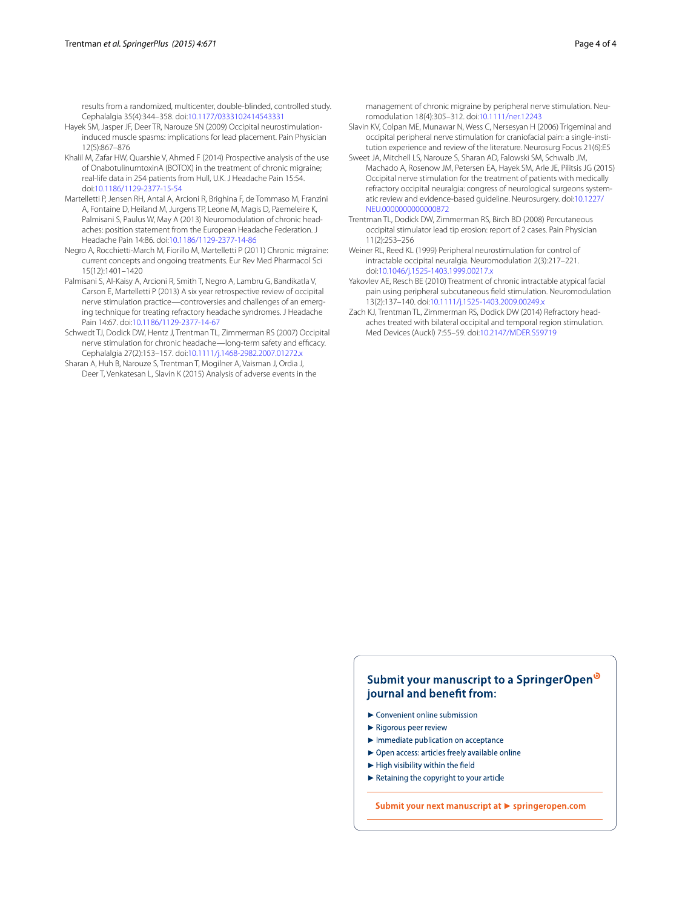results from a randomized, multicenter, double-blinded, controlled study. Cephalalgia 35(4):344–358. doi:10.1177/0333102414543331

Hayek SM, Jasper JF, Deer TR, Narouze SN (2009) Occipital neurostimulation-induced muscle spasms: implications for lead placement. Pain Physician 12(5):867–876

Khalil M, Zafar HW, Quarshie V, Ahmed F (2014) Prospective analysis of the use of OnabotulinumtoxinA (BOTOX) in the treatment of chronic migraine; real-life data in 254 patients from Hull, U.K. J Headache Pain 15:54. doi:10.1186/1129-2377-15-54

Martelletti P, Jensen RH, Antal A, Arcioni R, Brighina F, de Tommaso M, Franzini A, Fontaine D, Heiland M, Jurgens TP, Leone M, Magis D, Paemeleire K, Palmisani S, Paulus W, May A (2013) Neuromodulation of chronic headaches: position statement from the European Headache Federation. J Headache Pain 14:86. doi:10.1186/1129-2377-14-86

Negro A, Rocchietti-March M, Fiorillo M, Martelletti P (2011) Chronic migraine: current concepts and ongoing treatments. Eur Rev Med Pharmacol Sci 15(12):1401–1420

Palmisani S, Al-Kaisy A, Arcioni R, Smith T, Negro A, Lambru G, Bandikatla V, Carson E, Martelletti P (2013) A six year retrospective review of occipital nerve stimulation practice—controversies and challenges of an emerging technique for treating refractory headache syndromes. J Headache Pain 14:67. doi:10.1186/1129-2377-14-67

Schwedt TJ, Dodick DW, Hentz J, Trentman TL, Zimmerman RS (2007) Occipital nerve stimulation for chronic headache—long-term safety and efficacy. Cephalalgia 27(2):153–157. doi:10.1111/j.1468-2982.2007.01272.x

Sharan A, Huh B, Narouze S, Trentman T, Mogilner A, Vaisman J, Ordia J, Deer T, Venkatesan L, Slavin K (2015) Analysis of adverse events in the management of chronic migraine by peripheral nerve stimulation. Neuromodulation 18(4):305–312. doi:10.1111/ner.12243

Slavin KV, Colpan ME, Munawar N, Wess C, Nersesyan H (2006) Trigeminal and occipital peripheral nerve stimulation for craniofacial pain: a single-institution experience and review of the literature. Neurosurg Focus 21(6):E5

Sweet JA, Mitchell LS, Narouze S, Sharan AD, Falowski SM, Schwalb JM, Machado A, Rosenow JM, Petersen EA, Hayek SM, Arle JE, Pilitsis JG (2015) Occipital nerve stimulation for the treatment of patients with medically refractory occipital neuralgia: congress of neurological surgeons systematic review and evidence-based guideline. Neurosurgery. doi:10.1227/NEU.0000000000000872

Trentman TL, Dodick DW, Zimmerman RS, Birch BD (2008) Percutaneous occipital stimulator lead tip erosion: report of 2 cases. Pain Physician 11(2):253–256

Weiner RL, Reed KL (1999) Peripheral neurostimulation for control of intractable occipital neuralgia. Neuromodulation 2(3):217–221. doi:10.1046/j.1525-1403.1999.00217.x

Yakovlev AE, Resch BE (2010) Treatment of chronic intractable atypical facial pain using peripheral subcutaneous field stimulation. Neuromodulation 13(2):137–140. doi:10.1111/j.1525-1403.2009.00249.x

Zach KJ, Trentman TL, Zimmerman RS, Dodick DW (2014) Refractory headaches treated with bilateral occipital and temporal region stimulation. Med Devices (Auckl) 7:55–59. doi:10.2147/MDER.S59719

**Submit your manuscript to a SpringerOpen journal and benefit from:**

- ► Convenient online submission
- ► Rigorous peer review
- ► Immediate publication on acceptance
- ► Open access: articles freely available online
- ► High visibility within the field
- ► Retaining the copyright to your article

**Submit your next manuscript at ► springeropen.com**